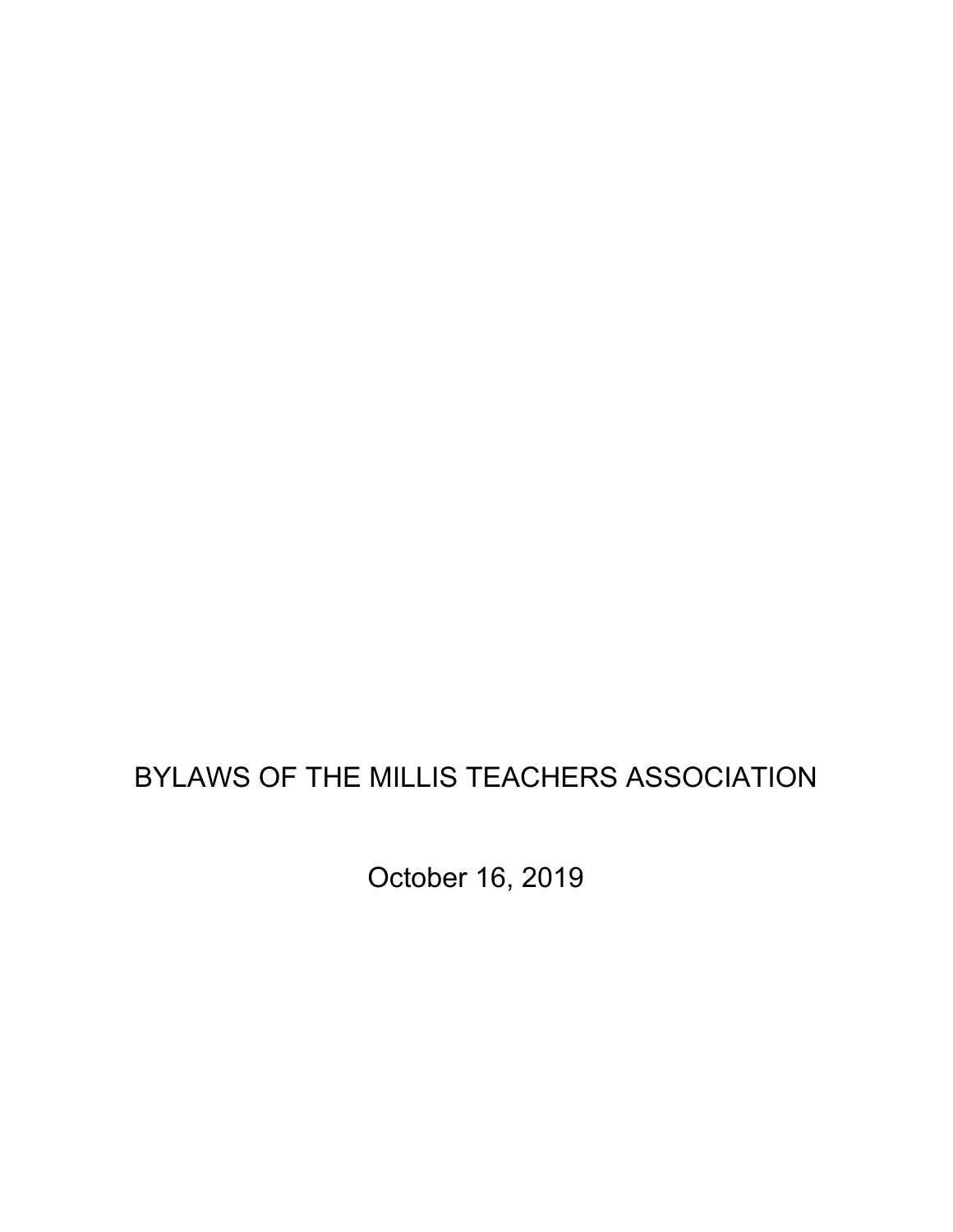# BYLAWS OF THE MILLIS TEACHERS ASSOCIATION

October 16, 2019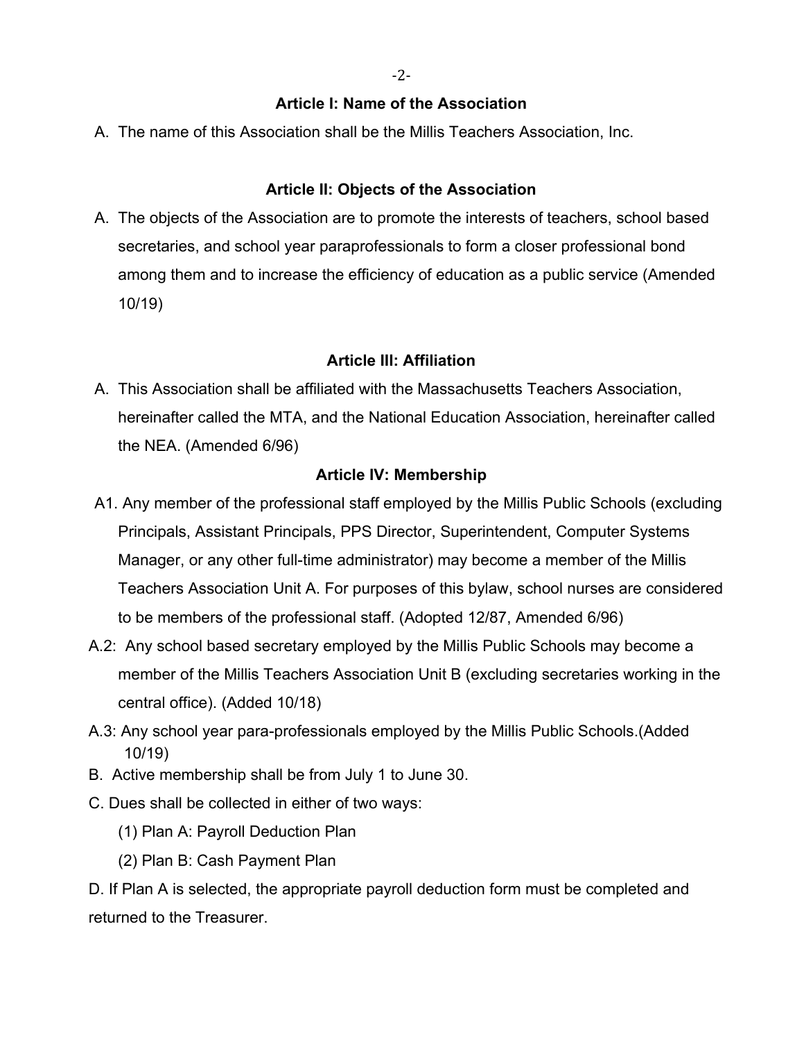## Article I: Name of the Association

A. The name of this Association shall be the Millis Teachers Association, Inc.

## Article II: Objects of the Association

A. The objects of the Association are to promote the interests of teachers, school based secretaries, and school year paraprofessionals to form a closer professional bond among them and to increase the efficiency of education as a public service (Amended 10/19)

## Article III: Affiliation

A. This Association shall be affiliated with the Massachusetts Teachers Association, hereinafter called the MTA, and the National Education Association, hereinafter called the NEA. (Amended 6/96)

## Article IV: Membership

A1. Any member of the professional staff employed by the Millis Public Schools (excluding Principals, Assistant Principals, PPS Director, Superintendent, Computer Systems Manager, or any other full-time administrator) may become a member of the Millis Teachers Association Unit A. For purposes of this bylaw, school nurses are considered to be members of the professional staff. (Adopted 12/87, Amended 6/96)

A.2: Any school based secretary employed by the Millis Public Schools may become a member of the Millis Teachers Association Unit B (excluding secretaries working in the central office). (Added 10/18)

A.3: Any school year para-professionals employed by the Millis Public Schools.(Added 10/19)

B. Active membership shall be from July 1 to June 30.

C. Dues shall be collected in either of two ways:

(1) Plan A: Payroll Deduction Plan

(2) Plan B: Cash Payment Plan

D. If Plan A is selected, the appropriate payroll deduction form must be completed and returned to the Treasurer.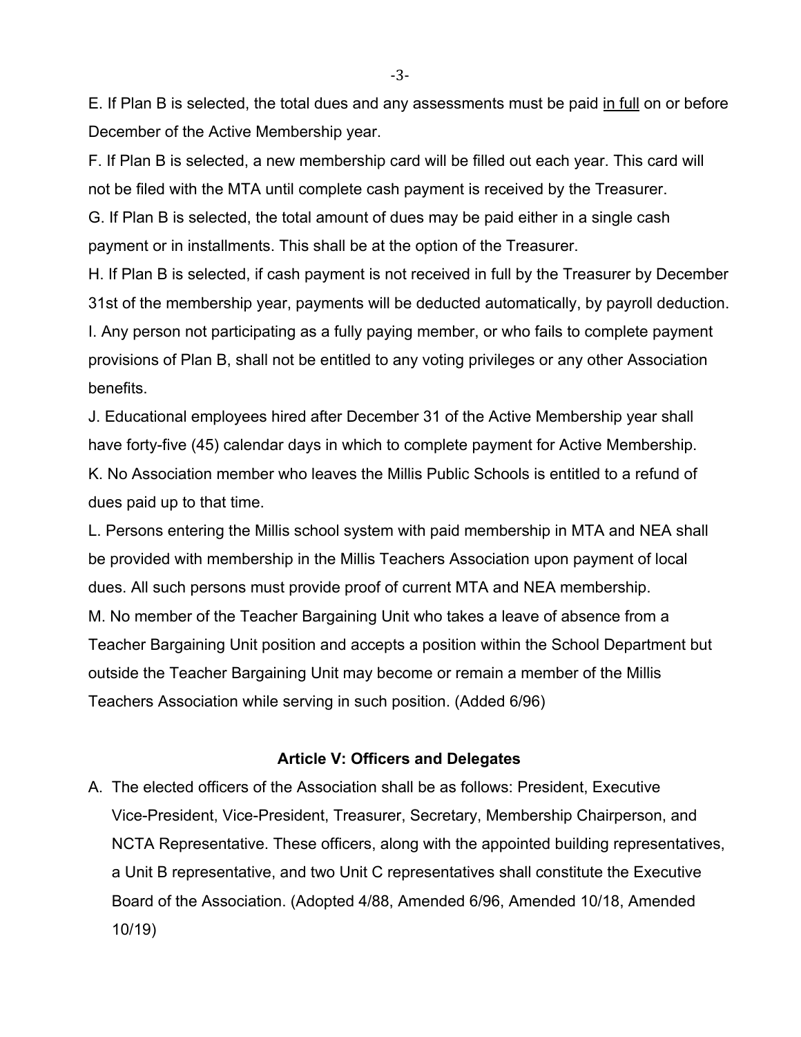E. If Plan B is selected, the total dues and any assessments must be paid <u>in full</u> on or before December of the Active Membership year.

F. If Plan B is selected, a new membership card will be filled out each year. This card will not be filed with the MTA until complete cash payment is received by the Treasurer.

G. If Plan B is selected, the total amount of dues may be paid either in a single cash payment or in installments. This shall be at the option of the Treasurer.

H. If Plan B is selected, if cash payment is not received in full by the Treasurer by December 31st of the membership year, payments will be deducted automatically, by payroll deduction.

I. Any person not participating as a fully paying member, or who fails to complete payment provisions of Plan B, shall not be entitled to any voting privileges or any other Association benefits.

J. Educational employees hired after December 31 of the Active Membership year shall have forty-five (45) calendar days in which to complete payment for Active Membership.

K. No Association member who leaves the Millis Public Schools is entitled to a refund of dues paid up to that time.

L. Persons entering the Millis school system with paid membership in MTA and NEA shall be provided with membership in the Millis Teachers Association upon payment of local dues. All such persons must provide proof of current MTA and NEA membership.

M. No member of the Teacher Bargaining Unit who takes a leave of absence from a Teacher Bargaining Unit position and accepts a position within the School Department but outside the Teacher Bargaining Unit may become or remain a member of the Millis Teachers Association while serving in such position. (Added 6/96)

### Article V: Officers and Delegates

A. The elected officers of the Association shall be as follows: President, Executive Vice-President, Vice-President, Treasurer, Secretary, Membership Chairperson, and NCTA Representative. These officers, along with the appointed building representatives, a Unit B representative, and two Unit C representatives shall constitute the Executive Board of the Association. (Adopted 4/88, Amended 6/96, Amended 10/18, Amended 10/19)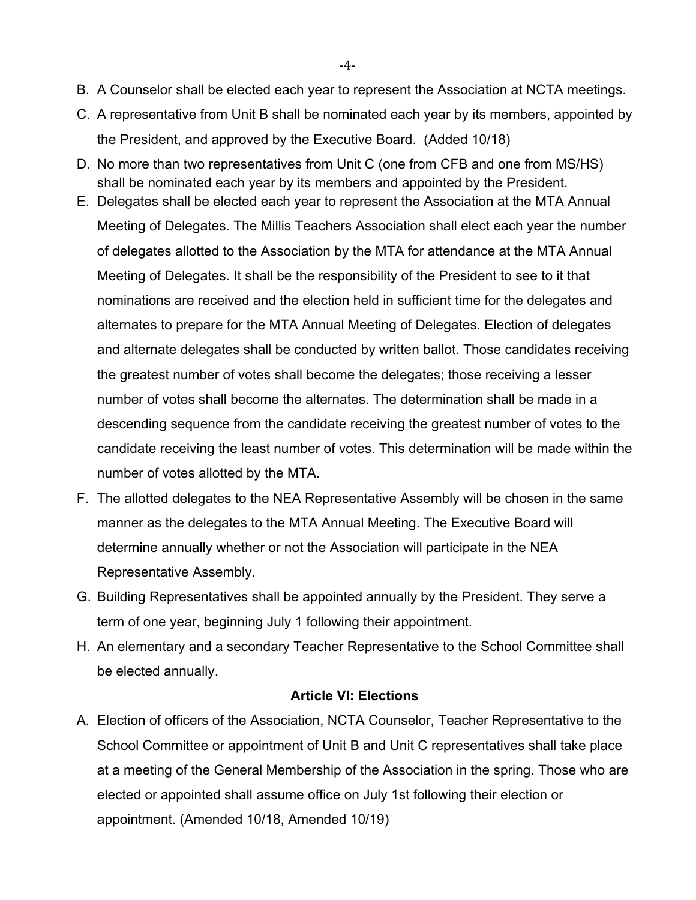B. A Counselor shall be elected each year to represent the Association at NCTA meetings.

C. A representative from Unit B shall be nominated each year by its members, appointed by the President, and approved by the Executive Board. (Added 10/18)

D. No more than two representatives from Unit C (one from CFB and one from MS/HS) shall be nominated each year by its members and appointed by the President.

E. Delegates shall be elected each year to represent the Association at the MTA Annual Meeting of Delegates. The Millis Teachers Association shall elect each year the number of delegates allotted to the Association by the MTA for attendance at the MTA Annual Meeting of Delegates. It shall be the responsibility of the President to see to it that nominations are received and the election held in sufficient time for the delegates and alternates to prepare for the MTA Annual Meeting of Delegates. Election of delegates and alternate delegates shall be conducted by written ballot. Those candidates receiving the greatest number of votes shall become the delegates; those receiving a lesser number of votes shall become the alternates. The determination shall be made in a descending sequence from the candidate receiving the greatest number of votes to the candidate receiving the least number of votes. This determination will be made within the number of votes allotted by the MTA.

F. The allotted delegates to the NEA Representative Assembly will be chosen in the same manner as the delegates to the MTA Annual Meeting. The Executive Board will determine annually whether or not the Association will participate in the NEA Representative Assembly.

G. Building Representatives shall be appointed annually by the President. They serve a term of one year, beginning July 1 following their appointment.

H. An elementary and a secondary Teacher Representative to the School Committee shall be elected annually.

### Article VI: Elections

A. Election of officers of the Association, NCTA Counselor, Teacher Representative to the School Committee or appointment of Unit B and Unit C representatives shall take place at a meeting of the General Membership of the Association in the spring. Those who are elected or appointed shall assume office on July 1st following their election or appointment. (Amended 10/18, Amended 10/19)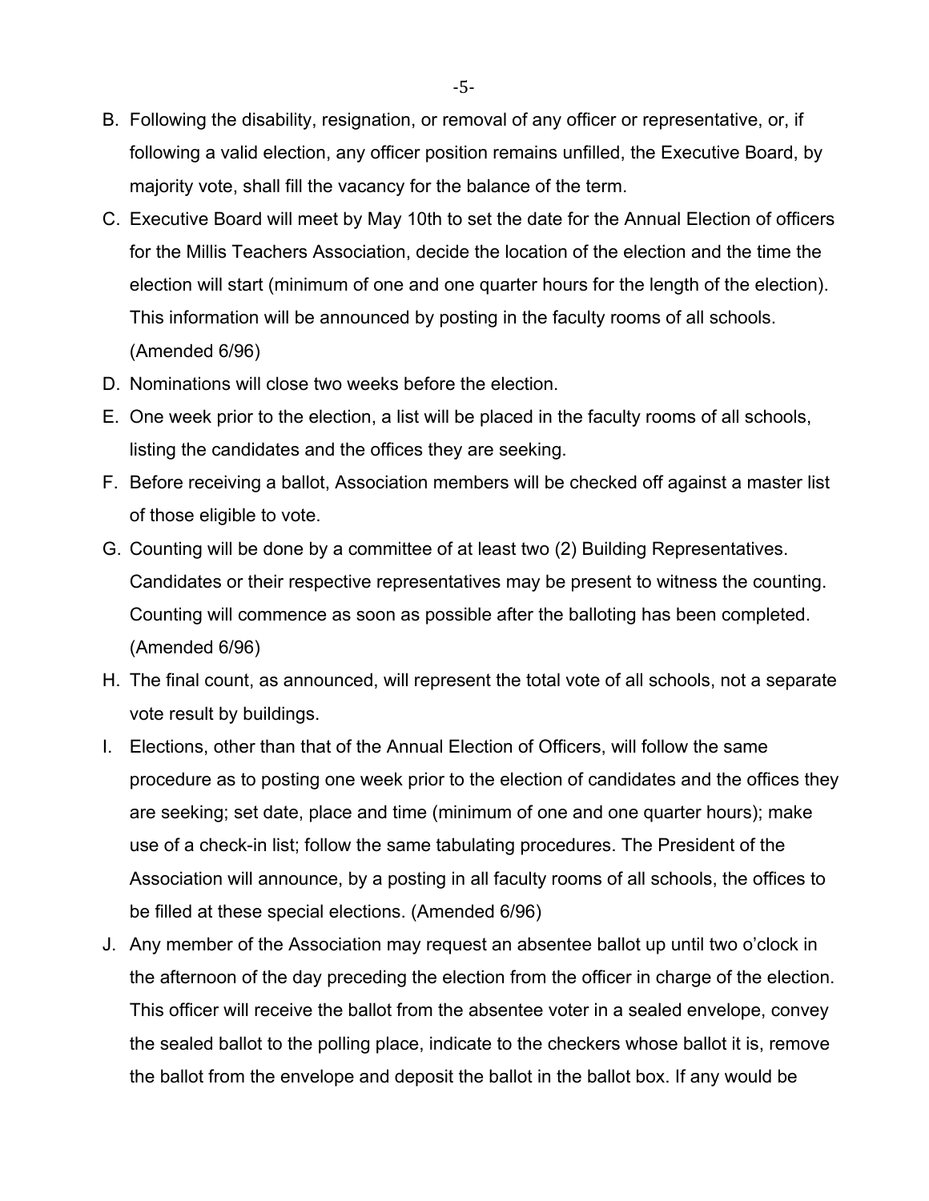B. Following the disability, resignation, or removal of any officer or representative, or, if following a valid election, any officer position remains unfilled, the Executive Board, by majority vote, shall fill the vacancy for the balance of the term.

C. Executive Board will meet by May 10th to set the date for the Annual Election of officers for the Millis Teachers Association, decide the location of the election and the time the election will start (minimum of one and one quarter hours for the length of the election). This information will be announced by posting in the faculty rooms of all schools. (Amended 6/96)

D. Nominations will close two weeks before the election.

E. One week prior to the election, a list will be placed in the faculty rooms of all schools, listing the candidates and the offices they are seeking.

F. Before receiving a ballot, Association members will be checked off against a master list of those eligible to vote.

G. Counting will be done by a committee of at least two (2) Building Representatives. Candidates or their respective representatives may be present to witness the counting. Counting will commence as soon as possible after the balloting has been completed. (Amended 6/96)

H. The final count, as announced, will represent the total vote of all schools, not a separate vote result by buildings.

I. Elections, other than that of the Annual Election of Officers, will follow the same procedure as to posting one week prior to the election of candidates and the offices they are seeking; set date, place and time (minimum of one and one quarter hours); make use of a check-in list; follow the same tabulating procedures. The President of the Association will announce, by a posting in all faculty rooms of all schools, the offices to be filled at these special elections. (Amended 6/96)

J. Any member of the Association may request an absentee ballot up until two o'clock in the afternoon of the day preceding the election from the officer in charge of the election. This officer will receive the ballot from the absentee voter in a sealed envelope, convey the sealed ballot to the polling place, indicate to the checkers whose ballot it is, remove the ballot from the envelope and deposit the ballot in the ballot box. If any would be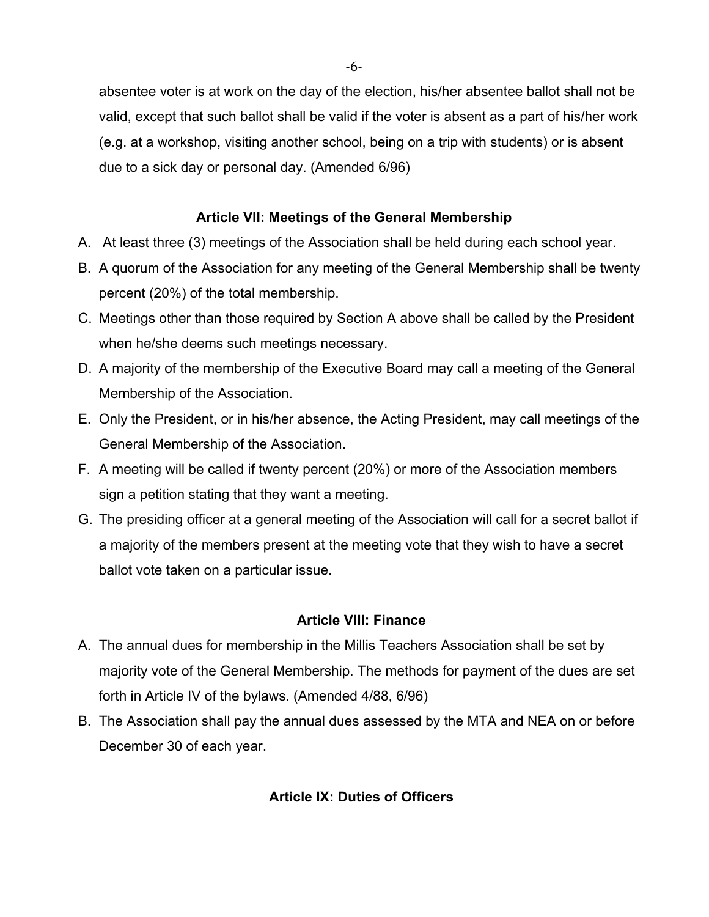absentee voter is at work on the day of the election, his/her absentee ballot shall not be valid, except that such ballot shall be valid if the voter is absent as a part of his/her work (e.g. at a workshop, visiting another school, being on a trip with students) or is absent due to a sick day or personal day. (Amended 6/96)

## Article VII: Meetings of the General Membership

A. At least three (3) meetings of the Association shall be held during each school year.

B. A quorum of the Association for any meeting of the General Membership shall be twenty percent (20%) of the total membership.

C. Meetings other than those required by Section A above shall be called by the President when he/she deems such meetings necessary.

D. A majority of the membership of the Executive Board may call a meeting of the General Membership of the Association.

E. Only the President, or in his/her absence, the Acting President, may call meetings of the General Membership of the Association.

F. A meeting will be called if twenty percent (20%) or more of the Association members sign a petition stating that they want a meeting.

G. The presiding officer at a general meeting of the Association will call for a secret ballot if a majority of the members present at the meeting vote that they wish to have a secret ballot vote taken on a particular issue.

## Article VIII: Finance

A. The annual dues for membership in the Millis Teachers Association shall be set by majority vote of the General Membership. The methods for payment of the dues are set forth in Article IV of the bylaws. (Amended 4/88, 6/96)

B. The Association shall pay the annual dues assessed by the MTA and NEA on or before December 30 of each year.

## Article IX: Duties of Officers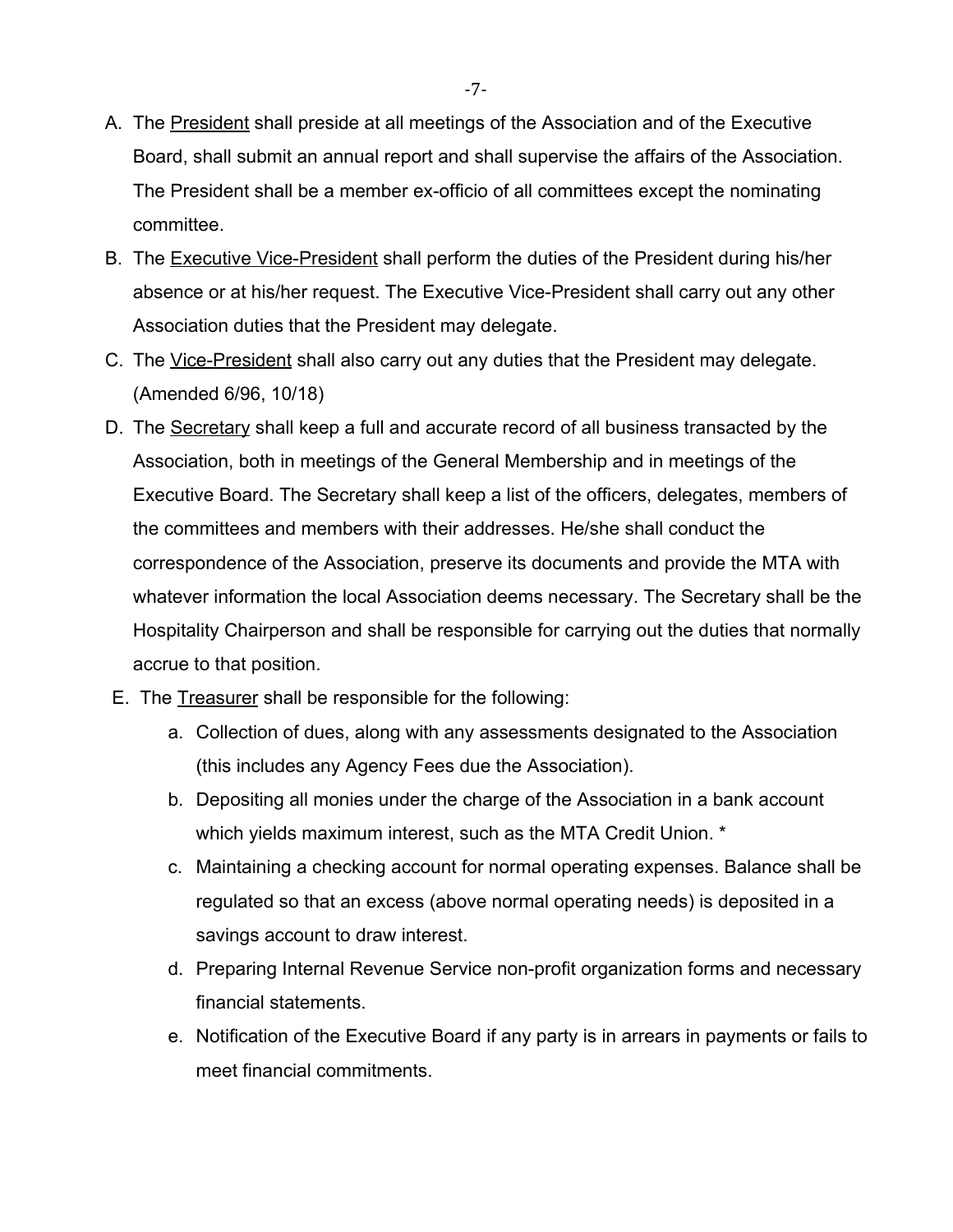A. The <u>President</u> shall preside at all meetings of the Association and of the Executive Board, shall submit an annual report and shall supervise the affairs of the Association. The President shall be a member ex-officio of all committees except the nominating committee.

B. The <u>Executive Vice-President</u> shall perform the duties of the President during his/her absence or at his/her request. The Executive Vice-President shall carry out any other Association duties that the President may delegate.

C. The <u>Vice-President</u> shall also carry out any duties that the President may delegate. (Amended 6/96, 10/18)

D. The <u>Secretary</u> shall keep a full and accurate record of all business transacted by the Association, both in meetings of the General Membership and in meetings of the Executive Board. The Secretary shall keep a list of the officers, delegates, members of the committees and members with their addresses. He/she shall conduct the correspondence of the Association, preserve its documents and provide the MTA with whatever information the local Association deems necessary. The Secretary shall be the Hospitality Chairperson and shall be responsible for carrying out the duties that normally accrue to that position.

E. The <u>Treasurer</u> shall be responsible for the following:

   a. Collection of dues, along with any assessments designated to the Association (this includes any Agency Fees due the Association).

   b. Depositing all monies under the charge of the Association in a bank account which yields maximum interest, such as the MTA Credit Union. *

   c. Maintaining a checking account for normal operating expenses. Balance shall be regulated so that an excess (above normal operating needs) is deposited in a savings account to draw interest.

   d. Preparing Internal Revenue Service non-profit organization forms and necessary financial statements.

   e. Notification of the Executive Board if any party is in arrears in payments or fails to meet financial commitments.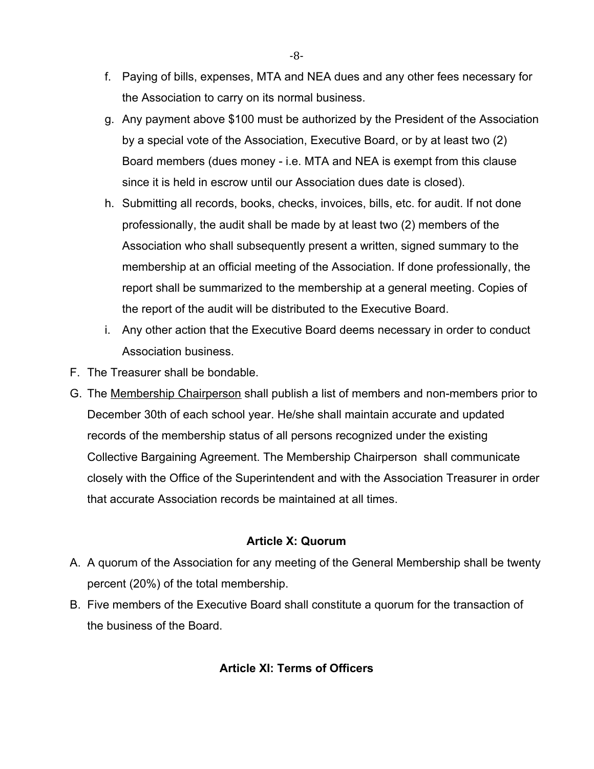f. Paying of bills, expenses, MTA and NEA dues and any other fees necessary for the Association to carry on its normal business.
g. Any payment above $100 must be authorized by the President of the Association by a special vote of the Association, Executive Board, or by at least two (2) Board members (dues money - i.e. MTA and NEA is exempt from this clause since it is held in escrow until our Association dues date is closed).
h. Submitting all records, books, checks, invoices, bills, etc. for audit. If not done professionally, the audit shall be made by at least two (2) members of the Association who shall subsequently present a written, signed summary to the membership at an official meeting of the Association. If done professionally, the report shall be summarized to the membership at a general meeting. Copies of the report of the audit will be distributed to the Executive Board.
i. Any other action that the Executive Board deems necessary in order to conduct Association business.

F. The Treasurer shall be bondable.

G. The <u>Membership Chairperson</u> shall publish a list of members and non-members prior to December 30th of each school year. He/she shall maintain accurate and updated records of the membership status of all persons recognized under the existing Collective Bargaining Agreement. The Membership Chairperson shall communicate closely with the Office of the Superintendent and with the Association Treasurer in order that accurate Association records be maintained at all times.

## Article X: Quorum

A. A quorum of the Association for any meeting of the General Membership shall be twenty percent (20%) of the total membership.

B. Five members of the Executive Board shall constitute a quorum for the transaction of the business of the Board.

## Article XI: Terms of Officers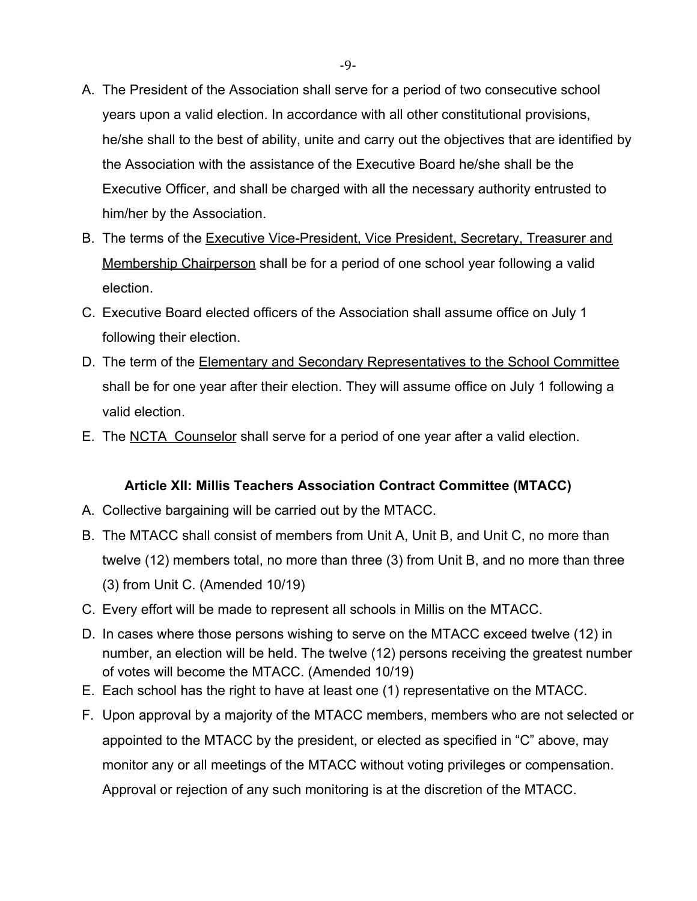A. The President of the Association shall serve for a period of two consecutive school years upon a valid election. In accordance with all other constitutional provisions, he/she shall to the best of ability, unite and carry out the objectives that are identified by the Association with the assistance of the Executive Board he/she shall be the Executive Officer, and shall be charged with all the necessary authority entrusted to him/her by the Association.
B. The terms of the <u>Executive Vice-President, Vice President, Secretary, Treasurer and Membership Chairperson</u> shall be for a period of one school year following a valid election.
C. Executive Board elected officers of the Association shall assume office on July 1 following their election.
D. The term of the <u>Elementary and Secondary Representatives to the School Committee</u> shall be for one year after their election. They will assume office on July 1 following a valid election.
E. The <u>NCTA  Counselor</u> shall serve for a period of one year after a valid election.

### Article XII: Millis Teachers Association Contract Committee (MTACC)

A. Collective bargaining will be carried out by the MTACC.
B. The MTACC shall consist of members from Unit A, Unit B, and Unit C, no more than twelve (12) members total, no more than three (3) from Unit B, and no more than three (3) from Unit C. (Amended 10/19)
C. Every effort will be made to represent all schools in Millis on the MTACC.
D. In cases where those persons wishing to serve on the MTACC exceed twelve (12) in number, an election will be held. The twelve (12) persons receiving the greatest number of votes will become the MTACC. (Amended 10/19)
E. Each school has the right to have at least one (1) representative on the MTACC.
F. Upon approval by a majority of the MTACC members, members who are not selected or appointed to the MTACC by the president, or elected as specified in "C" above, may monitor any or all meetings of the MTACC without voting privileges or compensation. Approval or rejection of any such monitoring is at the discretion of the MTACC.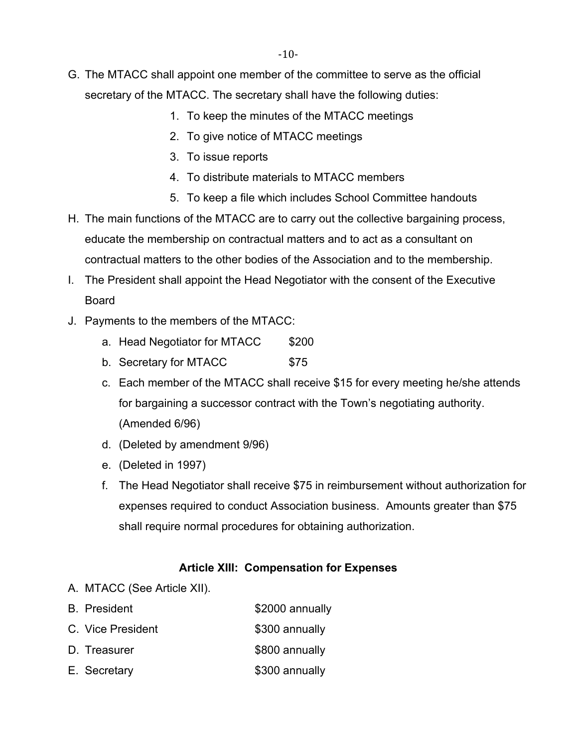G. The MTACC shall appoint one member of the committee to serve as the official secretary of the MTACC. The secretary shall have the following duties:

   1. To keep the minutes of the MTACC meetings
   2. To give notice of MTACC meetings
   3. To issue reports
   4. To distribute materials to MTACC members
   5. To keep a file which includes School Committee handouts

H. The main functions of the MTACC are to carry out the collective bargaining process, educate the membership on contractual matters and to act as a consultant on contractual matters to the other bodies of the Association and to the membership.

I. The President shall appoint the Head Negotiator with the consent of the Executive Board

J. Payments to the members of the MTACC:

   a. Head Negotiator for MTACC $200
   b. Secretary for MTACC $75
   c. Each member of the MTACC shall receive $15 for every meeting he/she attends for bargaining a successor contract with the Town's negotiating authority. (Amended 6/96)
   d. (Deleted by amendment 9/96)
   e. (Deleted in 1997)
   f. The Head Negotiator shall receive $75 in reimbursement without authorization for expenses required to conduct Association business. Amounts greater than $75 shall require normal procedures for obtaining authorization.

## Article XIII: Compensation for Expenses

A. MTACC (See Article XII).

B. President $2000 annually

C. Vice President $300 annually

D. Treasurer $800 annually

E. Secretary $300 annually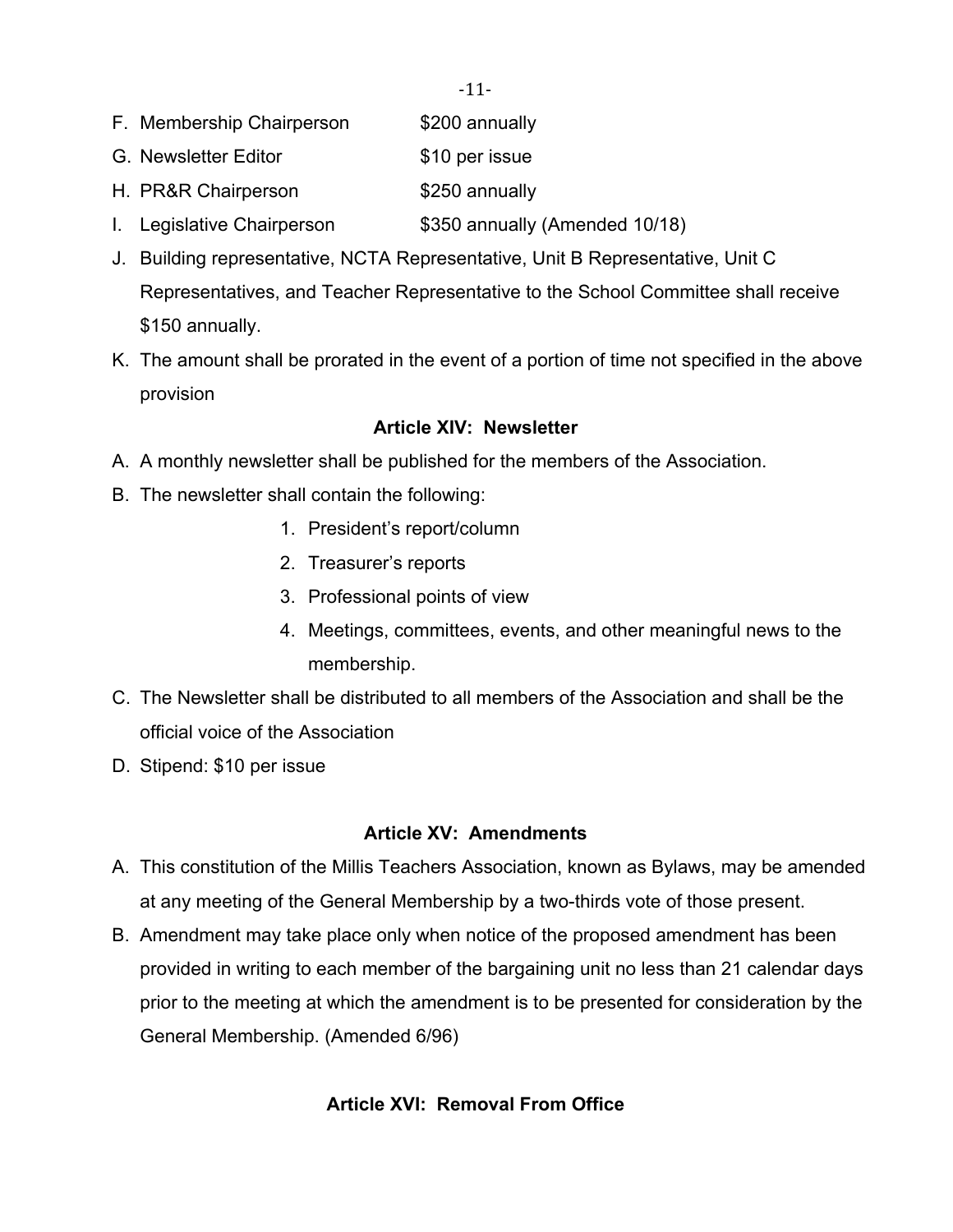F. Membership Chairperson $200 annually

G. Newsletter Editor $10 per issue

H. PR&R Chairperson $250 annually

I. Legislative Chairperson $350 annually (Amended 10/18)

J. Building representative, NCTA Representative, Unit B Representative, Unit C Representatives, and Teacher Representative to the School Committee shall receive $150 annually.

K. The amount shall be prorated in the event of a portion of time not specified in the above provision

## Article XIV: Newsletter

A. A monthly newsletter shall be published for the members of the Association.

B. The newsletter shall contain the following:

1. President's report/column
2. Treasurer's reports
3. Professional points of view
4. Meetings, committees, events, and other meaningful news to the membership.

C. The Newsletter shall be distributed to all members of the Association and shall be the official voice of the Association

D. Stipend: $10 per issue

## Article XV: Amendments

A. This constitution of the Millis Teachers Association, known as Bylaws, may be amended at any meeting of the General Membership by a two-thirds vote of those present.

B. Amendment may take place only when notice of the proposed amendment has been provided in writing to each member of the bargaining unit no less than 21 calendar days prior to the meeting at which the amendment is to be presented for consideration by the General Membership. (Amended 6/96)

## Article XVI: Removal From Office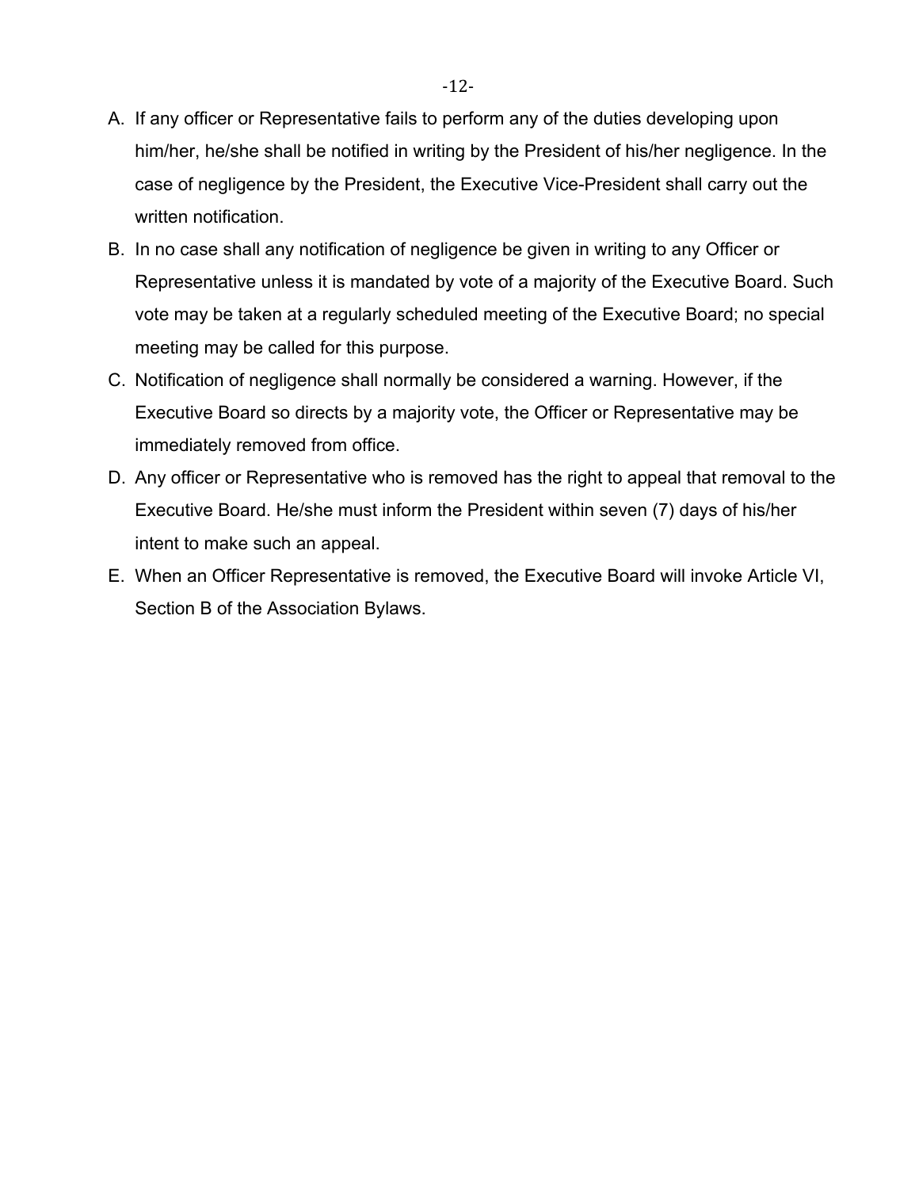A. If any officer or Representative fails to perform any of the duties developing upon him/her, he/she shall be notified in writing by the President of his/her negligence. In the case of negligence by the President, the Executive Vice-President shall carry out the written notification.

B. In no case shall any notification of negligence be given in writing to any Officer or Representative unless it is mandated by vote of a majority of the Executive Board. Such vote may be taken at a regularly scheduled meeting of the Executive Board; no special meeting may be called for this purpose.

C. Notification of negligence shall normally be considered a warning. However, if the Executive Board so directs by a majority vote, the Officer or Representative may be immediately removed from office.

D. Any officer or Representative who is removed has the right to appeal that removal to the Executive Board. He/she must inform the President within seven (7) days of his/her intent to make such an appeal.

E. When an Officer Representative is removed, the Executive Board will invoke Article VI, Section B of the Association Bylaws.